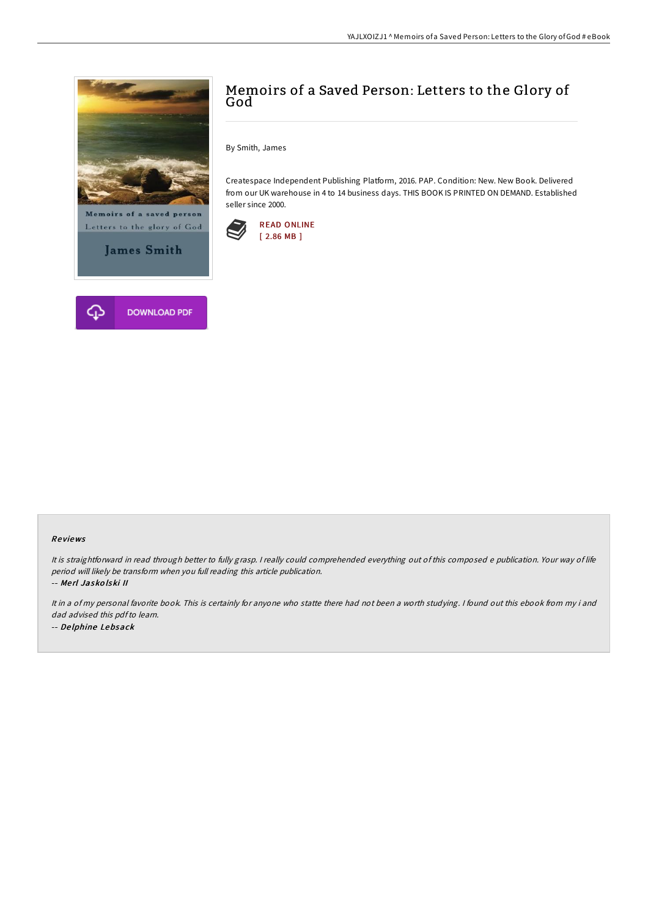# Memoirs of a Saved Person: Letters to the Glory of God

By Smith, James

Createspace Independent Publishing Platform, 2016. PAP. Condition: New. New Book. Delivered from our UK warehouse in 4 to 14 business days. THIS BOOK IS PRINTED ON DEMAND. Established seller since 2000.

READ ONLINE
[ 2.86 MB ]

DOWNLOAD PDF

### Reviews

*It is straightforward in read through better to fully grasp. I really could comprehended everything out of this composed e publication. Your way of life period will likely be transform when you full reading this article publication.*

*-- Merl Jaskolski II*

*It in a of my personal favorite book. This is certainly for anyone who statte there had not been a worth studying. I found out this ebook from my i and dad advised this pdf to learn.*

*-- Delphine Lebsack*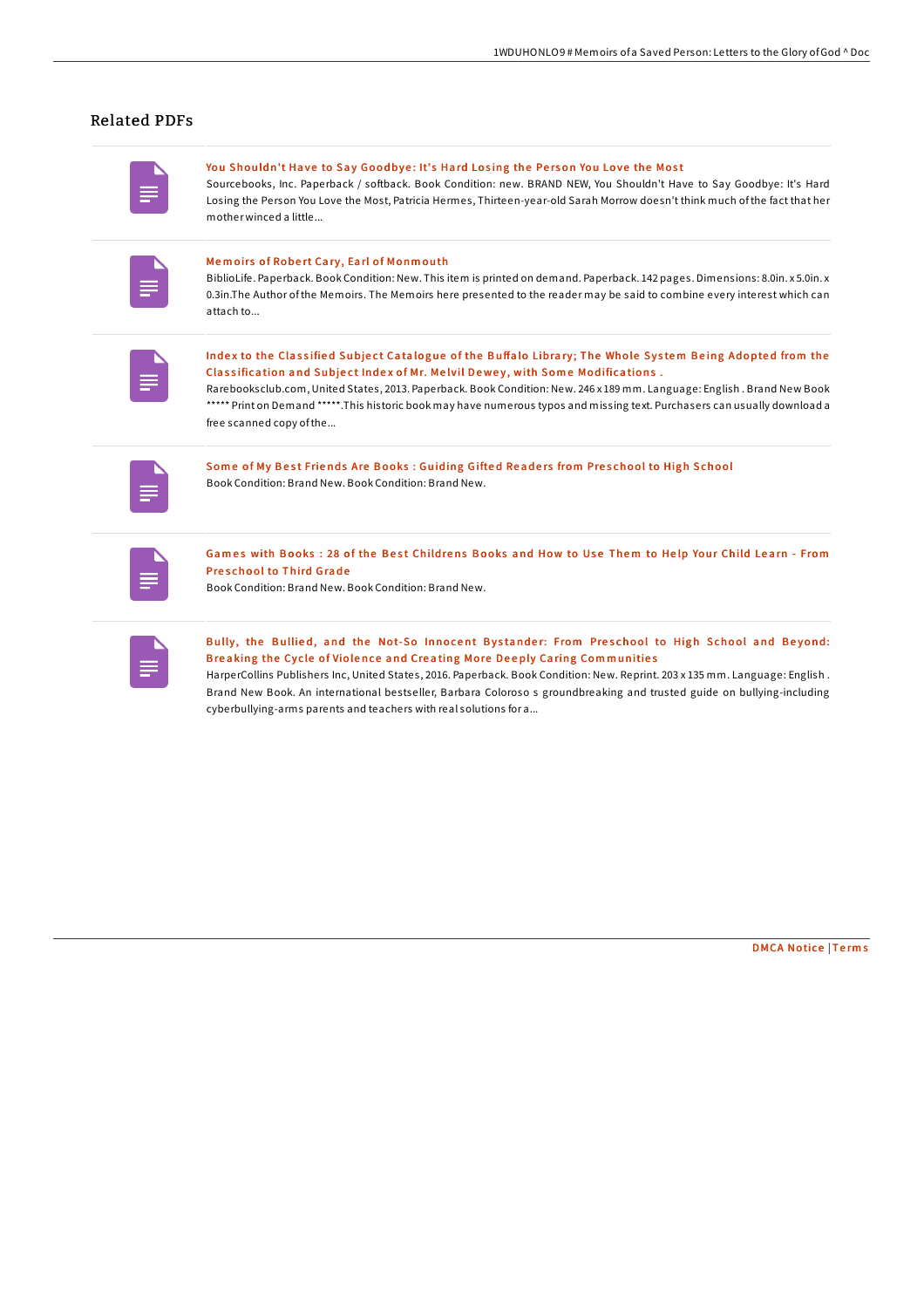## Related PDFs

**You Shouldn't Have to Say Goodbye: It's Hard Losing the Person You Love the Most**

Sourcebooks, Inc. Paperback / softback. Book Condition: new. BRAND NEW, You Shouldn't Have to Say Goodbye: It's Hard Losing the Person You Love the Most, Patricia Hermes, Thirteen-year-old Sarah Morrow doesn't think much of the fact that her mother winced a little...

**Memoirs of Robert Cary, Earl of Monmouth**

BiblioLife. Paperback. Book Condition: New. This item is printed on demand. Paperback. 142 pages. Dimensions: 8.0in. x 5.0in. x 0.3in.The Author of the Memoirs. The Memoirs here presented to the reader may be said to combine every interest which can attach to...

**Index to the Classified Subject Catalogue of the Buffalo Library; The Whole System Being Adopted from the Classification and Subject Index of Mr. Melvil Dewey, with Some Modifications .**

Rarebooksclub.com, United States, 2013. Paperback. Book Condition: New. 246 x 189 mm. Language: English . Brand New Book ***** Print on Demand *****.This historic book may have numerous typos and missing text. Purchasers can usually download a free scanned copy of the...

**Some of My Best Friends Are Books : Guiding Gifted Readers from Preschool to High School**

Book Condition: Brand New. Book Condition: Brand New.

**Games with Books : 28 of the Best Childrens Books and How to Use Them to Help Your Child Learn - From Preschool to Third Grade**

Book Condition: Brand New. Book Condition: Brand New.

**Bully, the Bullied, and the Not-So Innocent Bystander: From Preschool to High School and Beyond: Breaking the Cycle of Violence and Creating More Deeply Caring Communities**

HarperCollins Publishers Inc, United States, 2016. Paperback. Book Condition: New. Reprint. 203 x 135 mm. Language: English . Brand New Book. An international bestseller, Barbara Coloroso s groundbreaking and trusted guide on bullying-including cyberbullying-arms parents and teachers with real solutions for a...